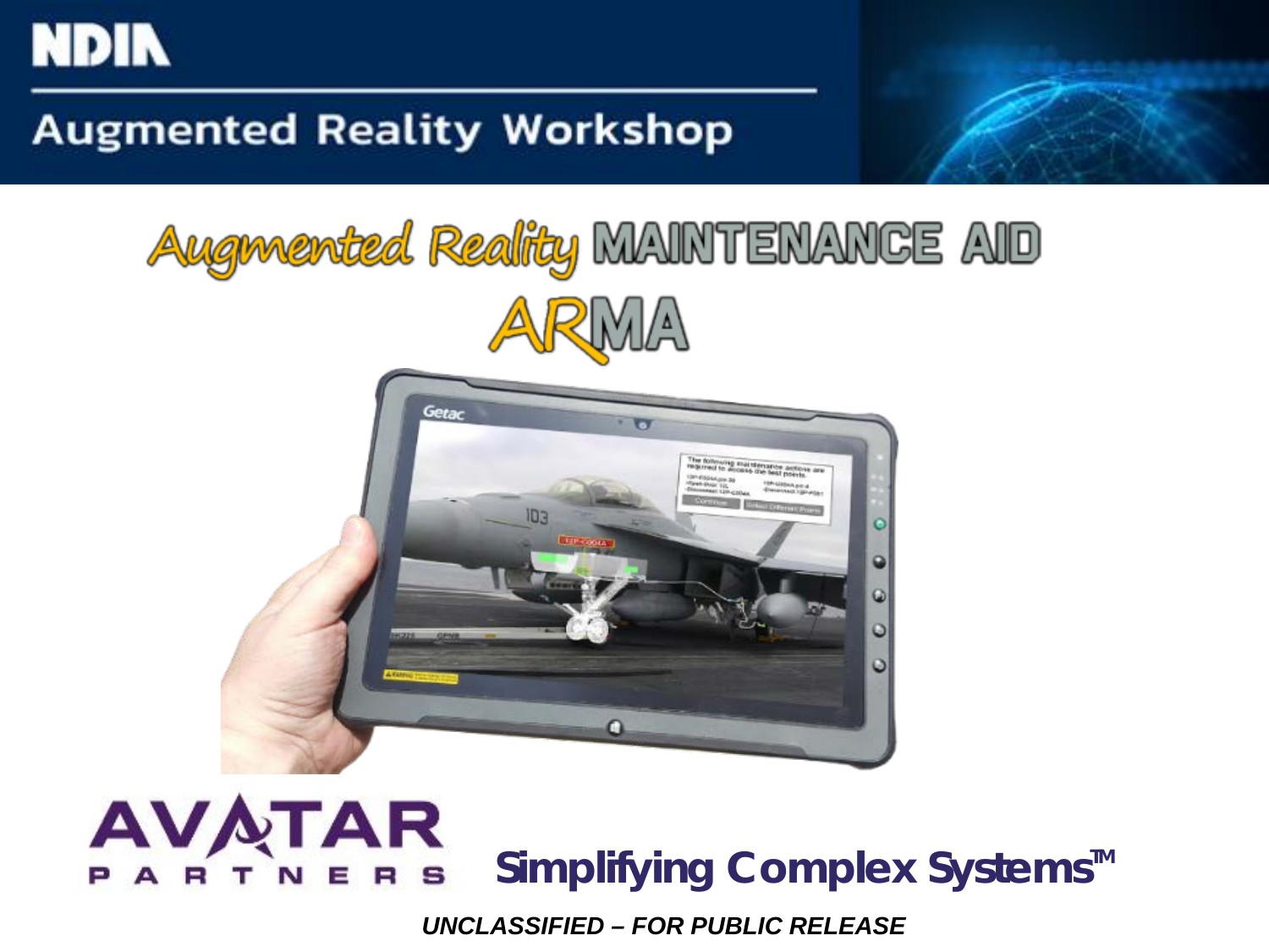NDIA

Augmented Reality Workshop

# Augmented Reality MAINTENANCE AID

# ARMA

AVATAR PARTNERS

**Simplifying Complex Systems™**

***UNCLASSIFIED – FOR PUBLIC RELEASE***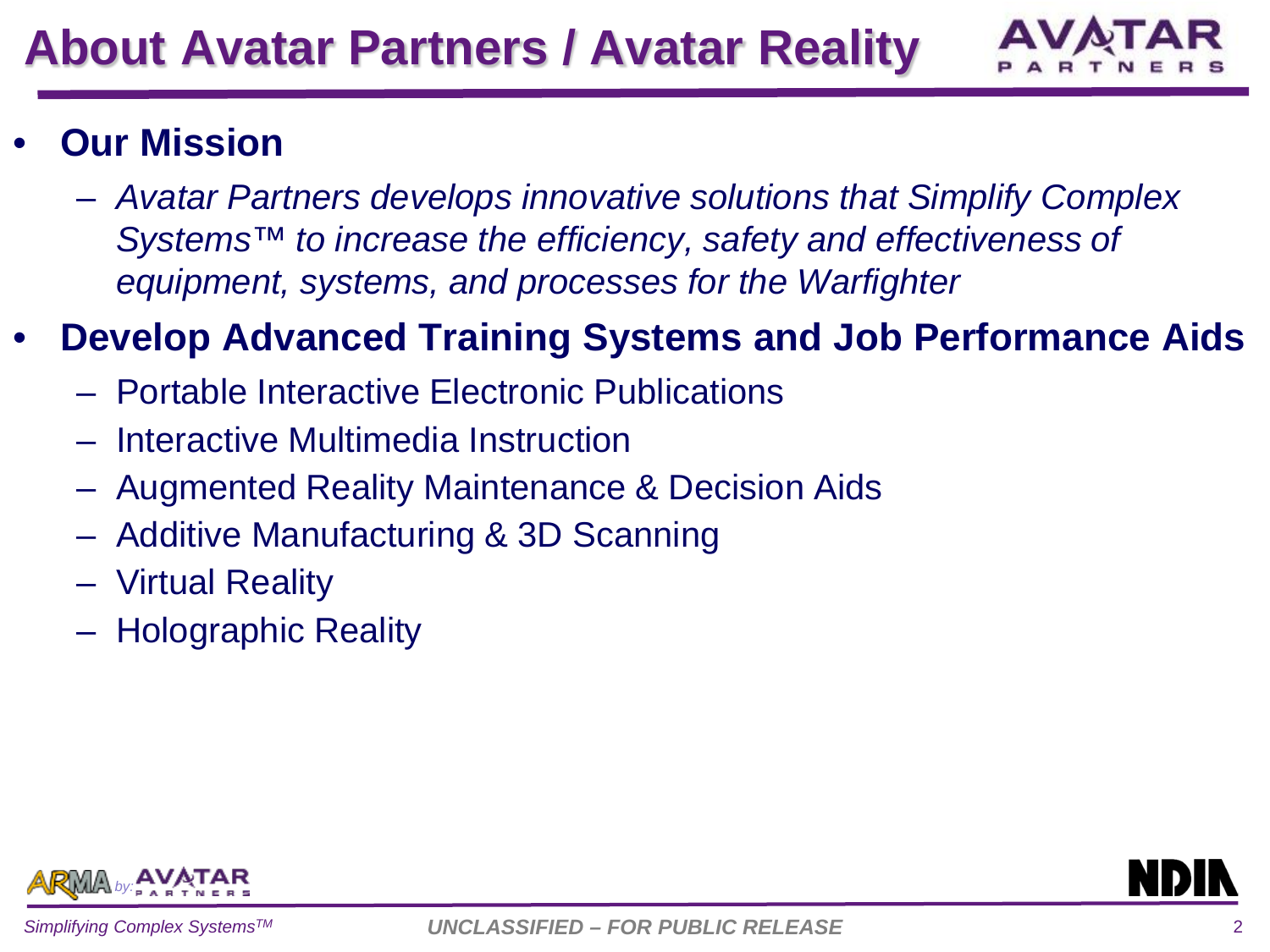# About Avatar Partners / Avatar Reality

- **Our Mission**
  - *Avatar Partners develops innovative solutions that Simplify Complex Systems™ to increase the efficiency, safety and effectiveness of equipment, systems, and processes for the Warfighter*
- **Develop Advanced Training Systems and Job Performance Aids**
  - Portable Interactive Electronic Publications
  - Interactive Multimedia Instruction
  - Augmented Reality Maintenance & Decision Aids
  - Additive Manufacturing & 3D Scanning
  - Virtual Reality
  - Holographic Reality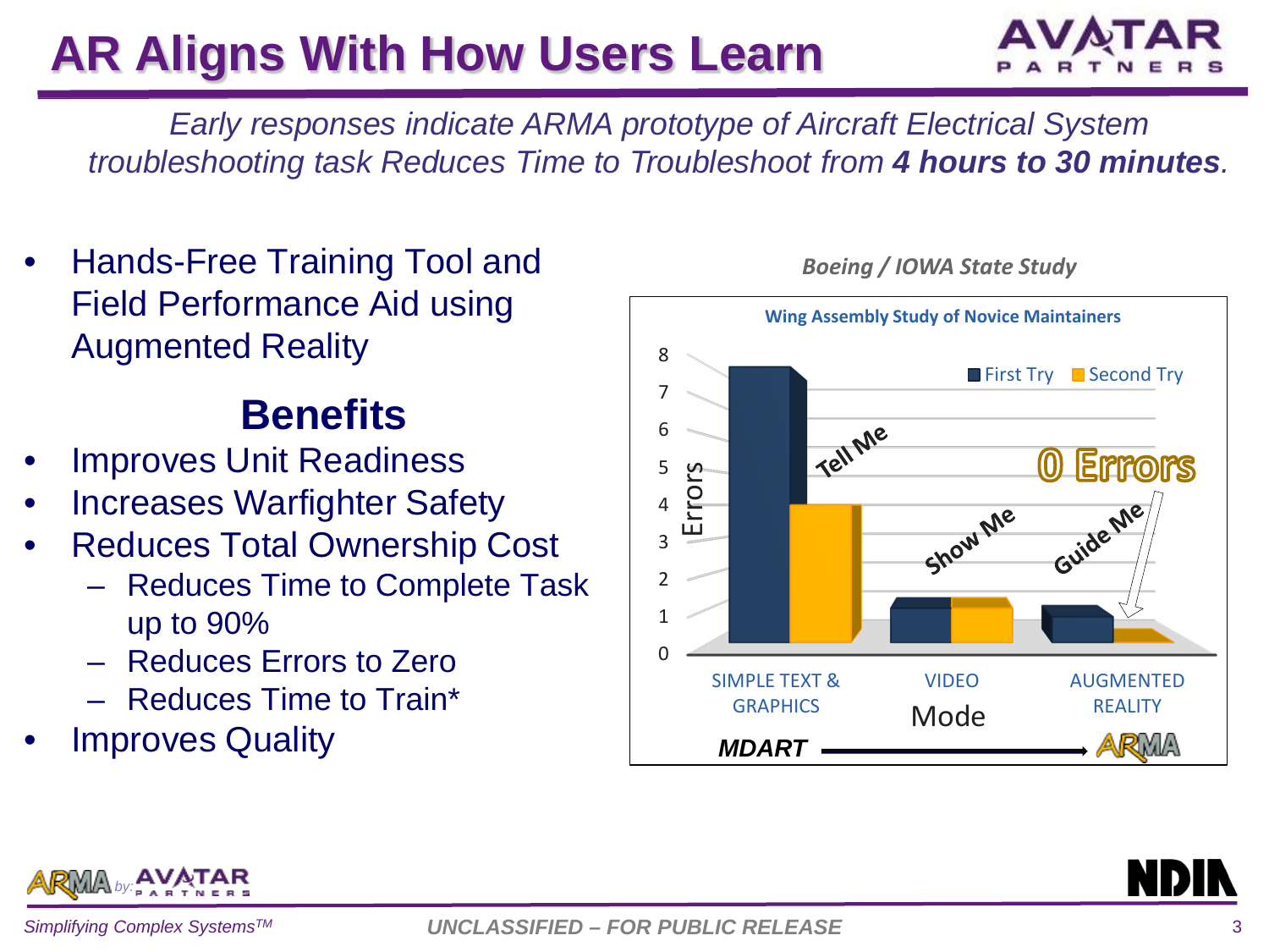# AR Aligns With How Users Learn

*Early responses indicate ARMA prototype of Aircraft Electrical System troubleshooting task Reduces Time to Troubleshoot from **4 hours to 30 minutes**.*

- Hands-Free Training Tool and Field Performance Aid using Augmented Reality

## Benefits

- Improves Unit Readiness
- Increases Warfighter Safety
- Reduces Total Ownership Cost
  - Reduces Time to Complete Task up to 90%
  - Reduces Errors to Zero
  - Reduces Time to Train*
- Improves Quality

***Boeing / IOWA State Study***

**Wing Assembly Study of Novice Maintainers**

| Mode | First Try (Errors) | Second Try (Errors) |
| --- | --- | --- |
| Simple Text & Graphics (Tell Me) | ~7.5 | ~4 |
| Video (Show Me) | ~1 | ~1 |
| Augmented Reality (Guide Me) | ~1 | 0 Errors |

*MDART* ⟶ ARMA

*Simplifying Complex Systems™*

*UNCLASSIFIED – FOR PUBLIC RELEASE*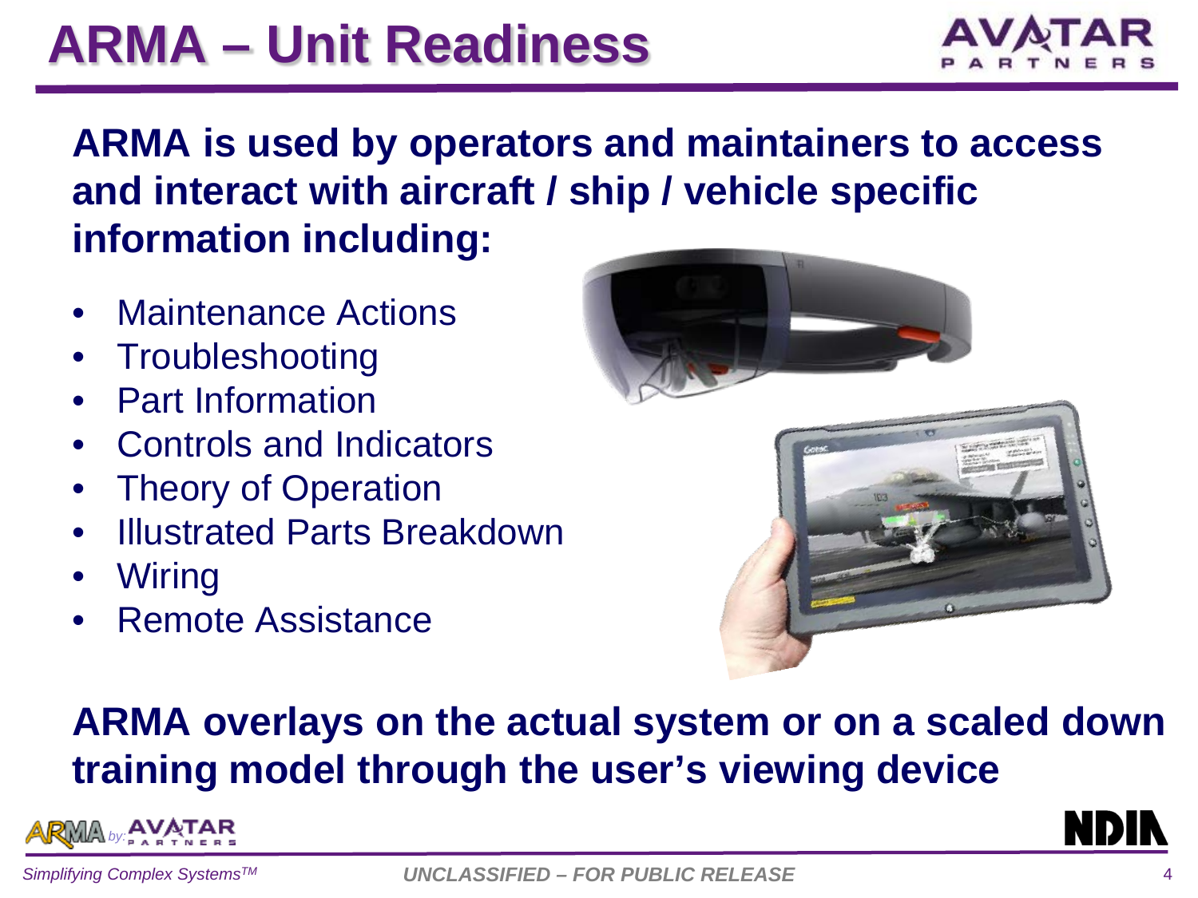# ARMA – Unit Readiness

**ARMA is used by operators and maintainers to access and interact with aircraft / ship / vehicle specific information including:**

- Maintenance Actions
- Troubleshooting
- Part Information
- Controls and Indicators
- Theory of Operation
- Illustrated Parts Breakdown
- Wiring
- Remote Assistance

**ARMA overlays on the actual system or on a scaled down training model through the user's viewing device**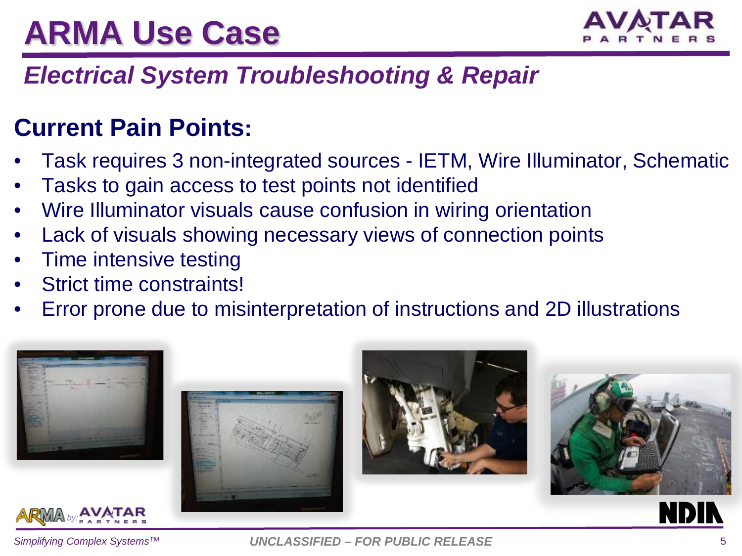# ARMA Use Case

## *Electrical System Troubleshooting & Repair*

### Current Pain Points:

- Task requires 3 non-integrated sources - IETM, Wire Illuminator, Schematic
- Tasks to gain access to test points not identified
- Wire Illuminator visuals cause confusion in wiring orientation
- Lack of visuals showing necessary views of connection points
- Time intensive testing
- Strict time constraints!
- Error prone due to misinterpretation of instructions and 2D illustrations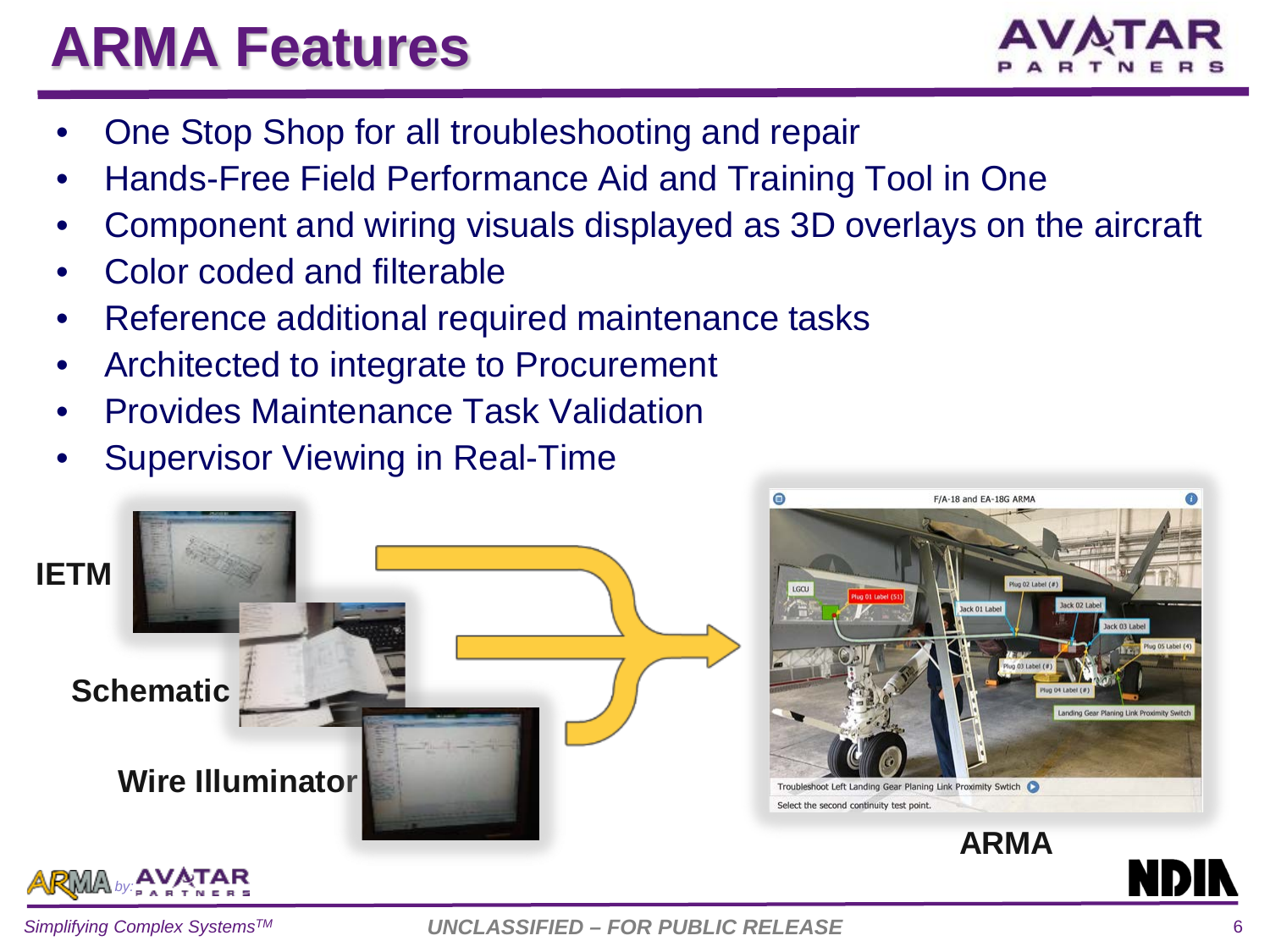# ARMA Features

- One Stop Shop for all troubleshooting and repair
- Hands-Free Field Performance Aid and Training Tool in One
- Component and wiring visuals displayed as 3D overlays on the aircraft
- Color coded and filterable
- Reference additional required maintenance tasks
- Architected to integrate to Procurement
- Provides Maintenance Task Validation
- Supervisor Viewing in Real-Time

**IETM**

**Schematic**

**Wire Illuminator**

**ARMA**

*Simplifying Complex Systems™*

*UNCLASSIFIED – FOR PUBLIC RELEASE*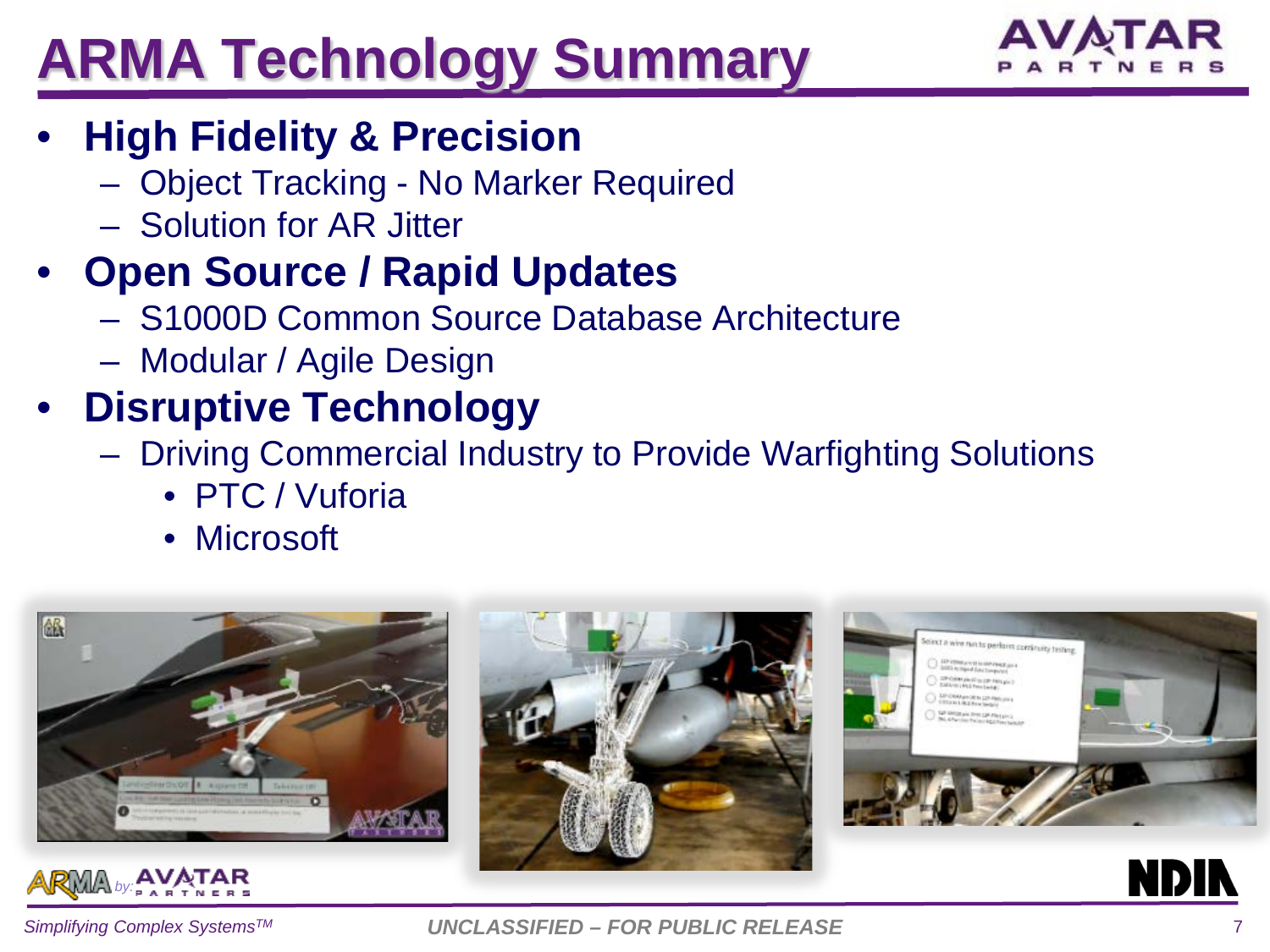# ARMA Technology Summary

- **High Fidelity & Precision**
  - Object Tracking - No Marker Required
  - Solution for AR Jitter
- **Open Source / Rapid Updates**
  - S1000D Common Source Database Architecture
  - Modular / Agile Design
- **Disruptive Technology**
  - Driving Commercial Industry to Provide Warfighting Solutions
    - PTC / Vuforia
    - Microsoft

*Simplifying Complex Systems™*

*UNCLASSIFIED – FOR PUBLIC RELEASE*